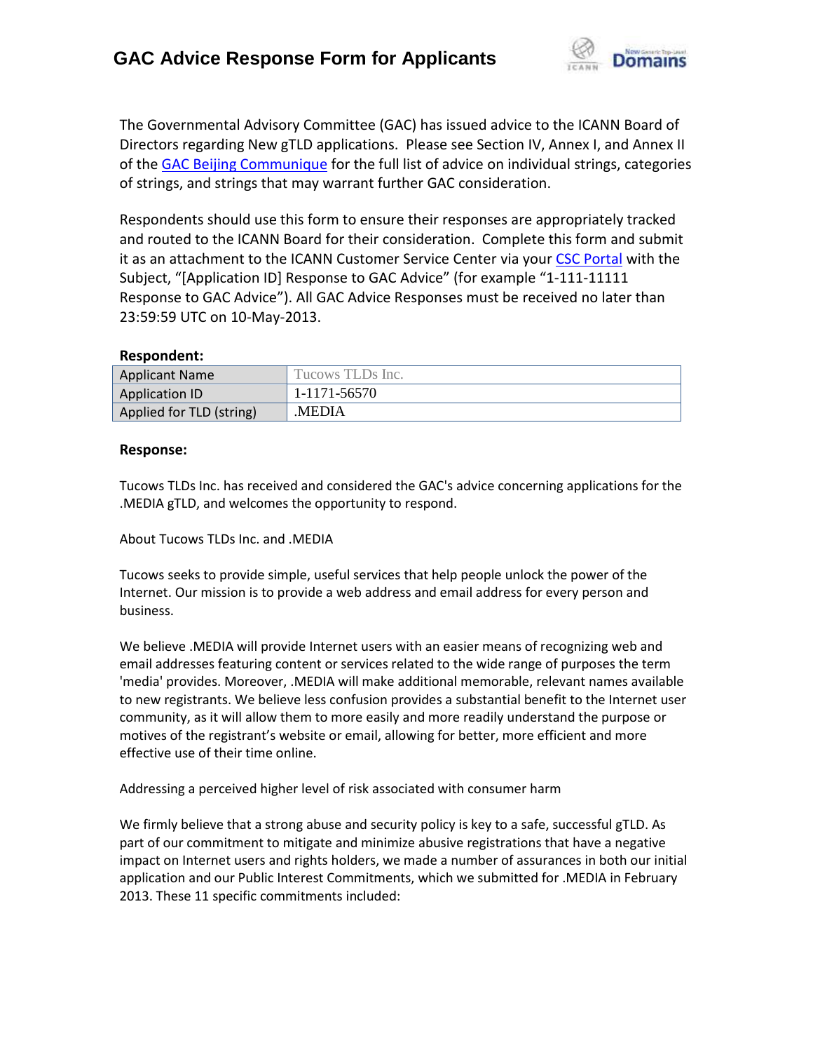# GAC Advice Response Form for Applicants

The Governmental Advisory Committee (GAC) has issued advice to the ICANN Board of Directors regarding New gTLD applications. Please see Section IV, Annex I, and Annex II of the GAC Beijing Communique for the full list of advice on individual strings, categories of strings, and strings that may warrant further GAC consideration.

Respondents should use this form to ensure their responses are appropriately tracked and routed to the ICANN Board for their consideration. Complete this form and submit it as an attachment to the ICANN Customer Service Center via your CSC Portal with the Subject, "[Application ID] Response to GAC Advice" (for example "1-111-11111 Response to GAC Advice"). All GAC Advice Responses must be received no later than 23:59:59 UTC on 10-May-2013.

**Respondent:**

| Applicant Name | Tucows TLDs Inc. |
|---|---|
| Application ID | 1-1171-56570 |
| Applied for TLD (string) | .MEDIA |

**Response:**

Tucows TLDs Inc. has received and considered the GAC's advice concerning applications for the .MEDIA gTLD, and welcomes the opportunity to respond.

About Tucows TLDs Inc. and .MEDIA

Tucows seeks to provide simple, useful services that help people unlock the power of the Internet. Our mission is to provide a web address and email address for every person and business.

We believe .MEDIA will provide Internet users with an easier means of recognizing web and email addresses featuring content or services related to the wide range of purposes the term 'media' provides. Moreover, .MEDIA will make additional memorable, relevant names available to new registrants. We believe less confusion provides a substantial benefit to the Internet user community, as it will allow them to more easily and more readily understand the purpose or motives of the registrant's website or email, allowing for better, more efficient and more effective use of their time online.

Addressing a perceived higher level of risk associated with consumer harm

We firmly believe that a strong abuse and security policy is key to a safe, successful gTLD. As part of our commitment to mitigate and minimize abusive registrations that have a negative impact on Internet users and rights holders, we made a number of assurances in both our initial application and our Public Interest Commitments, which we submitted for .MEDIA in February 2013. These 11 specific commitments included: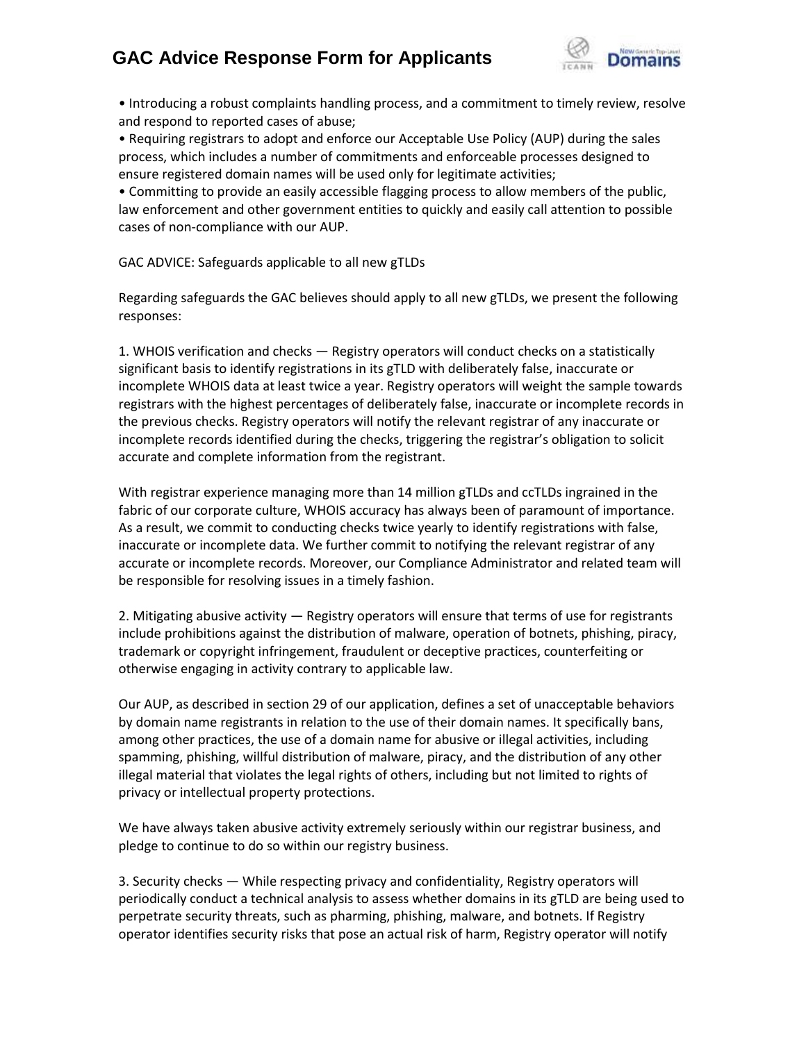• Introducing a robust complaints handling process, and a commitment to timely review, resolve and respond to reported cases of abuse;
• Requiring registrars to adopt and enforce our Acceptable Use Policy (AUP) during the sales process, which includes a number of commitments and enforceable processes designed to ensure registered domain names will be used only for legitimate activities;
• Committing to provide an easily accessible flagging process to allow members of the public, law enforcement and other government entities to quickly and easily call attention to possible cases of non-compliance with our AUP.

GAC ADVICE: Safeguards applicable to all new gTLDs

Regarding safeguards the GAC believes should apply to all new gTLDs, we present the following responses:

1. WHOIS verification and checks — Registry operators will conduct checks on a statistically significant basis to identify registrations in its gTLD with deliberately false, inaccurate or incomplete WHOIS data at least twice a year. Registry operators will weight the sample towards registrars with the highest percentages of deliberately false, inaccurate or incomplete records in the previous checks. Registry operators will notify the relevant registrar of any inaccurate or incomplete records identified during the checks, triggering the registrar's obligation to solicit accurate and complete information from the registrant.

With registrar experience managing more than 14 million gTLDs and ccTLDs ingrained in the fabric of our corporate culture, WHOIS accuracy has always been of paramount of importance. As a result, we commit to conducting checks twice yearly to identify registrations with false, inaccurate or incomplete data. We further commit to notifying the relevant registrar of any accurate or incomplete records. Moreover, our Compliance Administrator and related team will be responsible for resolving issues in a timely fashion.

2. Mitigating abusive activity — Registry operators will ensure that terms of use for registrants include prohibitions against the distribution of malware, operation of botnets, phishing, piracy, trademark or copyright infringement, fraudulent or deceptive practices, counterfeiting or otherwise engaging in activity contrary to applicable law.

Our AUP, as described in section 29 of our application, defines a set of unacceptable behaviors by domain name registrants in relation to the use of their domain names. It specifically bans, among other practices, the use of a domain name for abusive or illegal activities, including spamming, phishing, willful distribution of malware, piracy, and the distribution of any other illegal material that violates the legal rights of others, including but not limited to rights of privacy or intellectual property protections.

We have always taken abusive activity extremely seriously within our registrar business, and pledge to continue to do so within our registry business.

3. Security checks — While respecting privacy and confidentiality, Registry operators will periodically conduct a technical analysis to assess whether domains in its gTLD are being used to perpetrate security threats, such as pharming, phishing, malware, and botnets. If Registry operator identifies security risks that pose an actual risk of harm, Registry operator will notify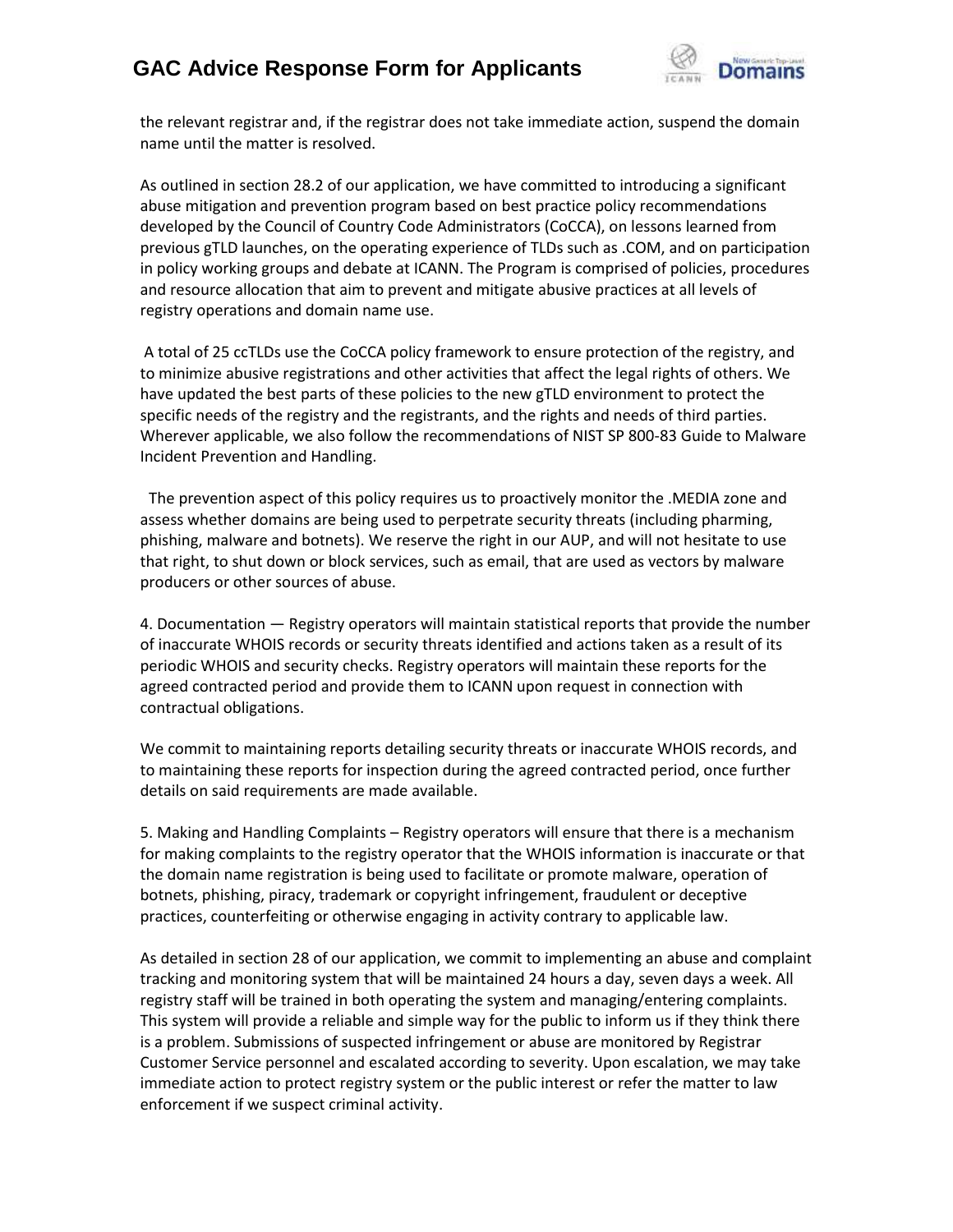the relevant registrar and, if the registrar does not take immediate action, suspend the domain name until the matter is resolved.

As outlined in section 28.2 of our application, we have committed to introducing a significant abuse mitigation and prevention program based on best practice policy recommendations developed by the Council of Country Code Administrators (CoCCA), on lessons learned from previous gTLD launches, on the operating experience of TLDs such as .COM, and on participation in policy working groups and debate at ICANN. The Program is comprised of policies, procedures and resource allocation that aim to prevent and mitigate abusive practices at all levels of registry operations and domain name use.

A total of 25 ccTLDs use the CoCCA policy framework to ensure protection of the registry, and to minimize abusive registrations and other activities that affect the legal rights of others. We have updated the best parts of these policies to the new gTLD environment to protect the specific needs of the registry and the registrants, and the rights and needs of third parties. Wherever applicable, we also follow the recommendations of NIST SP 800-83 Guide to Malware Incident Prevention and Handling.

The prevention aspect of this policy requires us to proactively monitor the .MEDIA zone and assess whether domains are being used to perpetrate security threats (including pharming, phishing, malware and botnets). We reserve the right in our AUP, and will not hesitate to use that right, to shut down or block services, such as email, that are used as vectors by malware producers or other sources of abuse.

4. Documentation — Registry operators will maintain statistical reports that provide the number of inaccurate WHOIS records or security threats identified and actions taken as a result of its periodic WHOIS and security checks. Registry operators will maintain these reports for the agreed contracted period and provide them to ICANN upon request in connection with contractual obligations.

We commit to maintaining reports detailing security threats or inaccurate WHOIS records, and to maintaining these reports for inspection during the agreed contracted period, once further details on said requirements are made available.

5. Making and Handling Complaints – Registry operators will ensure that there is a mechanism for making complaints to the registry operator that the WHOIS information is inaccurate or that the domain name registration is being used to facilitate or promote malware, operation of botnets, phishing, piracy, trademark or copyright infringement, fraudulent or deceptive practices, counterfeiting or otherwise engaging in activity contrary to applicable law.

As detailed in section 28 of our application, we commit to implementing an abuse and complaint tracking and monitoring system that will be maintained 24 hours a day, seven days a week. All registry staff will be trained in both operating the system and managing/entering complaints. This system will provide a reliable and simple way for the public to inform us if they think there is a problem. Submissions of suspected infringement or abuse are monitored by Registrar Customer Service personnel and escalated according to severity. Upon escalation, we may take immediate action to protect registry system or the public interest or refer the matter to law enforcement if we suspect criminal activity.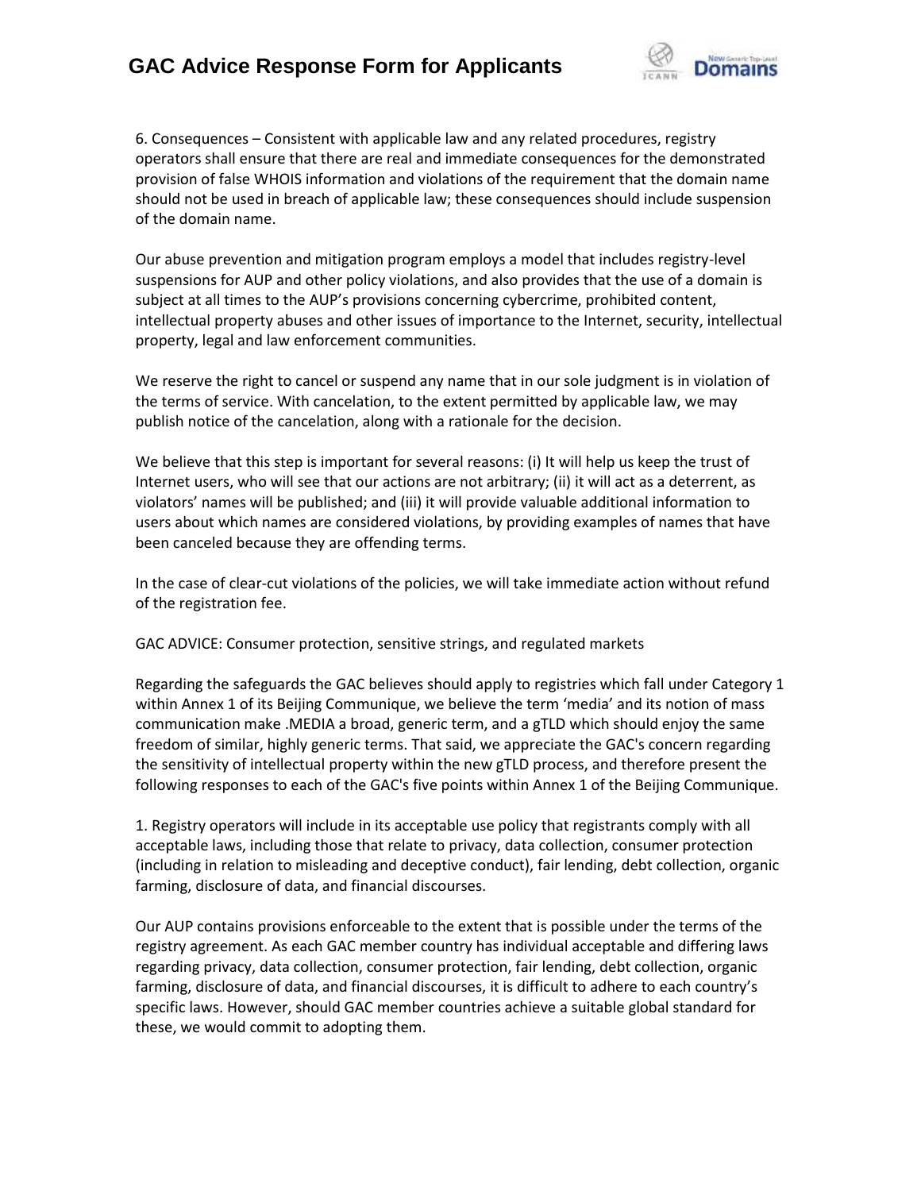6. Consequences – Consistent with applicable law and any related procedures, registry operators shall ensure that there are real and immediate consequences for the demonstrated provision of false WHOIS information and violations of the requirement that the domain name should not be used in breach of applicable law; these consequences should include suspension of the domain name.

Our abuse prevention and mitigation program employs a model that includes registry-level suspensions for AUP and other policy violations, and also provides that the use of a domain is subject at all times to the AUP's provisions concerning cybercrime, prohibited content, intellectual property abuses and other issues of importance to the Internet, security, intellectual property, legal and law enforcement communities.

We reserve the right to cancel or suspend any name that in our sole judgment is in violation of the terms of service. With cancelation, to the extent permitted by applicable law, we may publish notice of the cancelation, along with a rationale for the decision.

We believe that this step is important for several reasons: (i) It will help us keep the trust of Internet users, who will see that our actions are not arbitrary; (ii) it will act as a deterrent, as violators' names will be published; and (iii) it will provide valuable additional information to users about which names are considered violations, by providing examples of names that have been canceled because they are offending terms.

In the case of clear-cut violations of the policies, we will take immediate action without refund of the registration fee.

GAC ADVICE: Consumer protection, sensitive strings, and regulated markets

Regarding the safeguards the GAC believes should apply to registries which fall under Category 1 within Annex 1 of its Beijing Communique, we believe the term 'media' and its notion of mass communication make .MEDIA a broad, generic term, and a gTLD which should enjoy the same freedom of similar, highly generic terms. That said, we appreciate the GAC's concern regarding the sensitivity of intellectual property within the new gTLD process, and therefore present the following responses to each of the GAC's five points within Annex 1 of the Beijing Communique.

1. Registry operators will include in its acceptable use policy that registrants comply with all acceptable laws, including those that relate to privacy, data collection, consumer protection (including in relation to misleading and deceptive conduct), fair lending, debt collection, organic farming, disclosure of data, and financial discourses.

Our AUP contains provisions enforceable to the extent that is possible under the terms of the registry agreement. As each GAC member country has individual acceptable and differing laws regarding privacy, data collection, consumer protection, fair lending, debt collection, organic farming, disclosure of data, and financial discourses, it is difficult to adhere to each country's specific laws. However, should GAC member countries achieve a suitable global standard for these, we would commit to adopting them.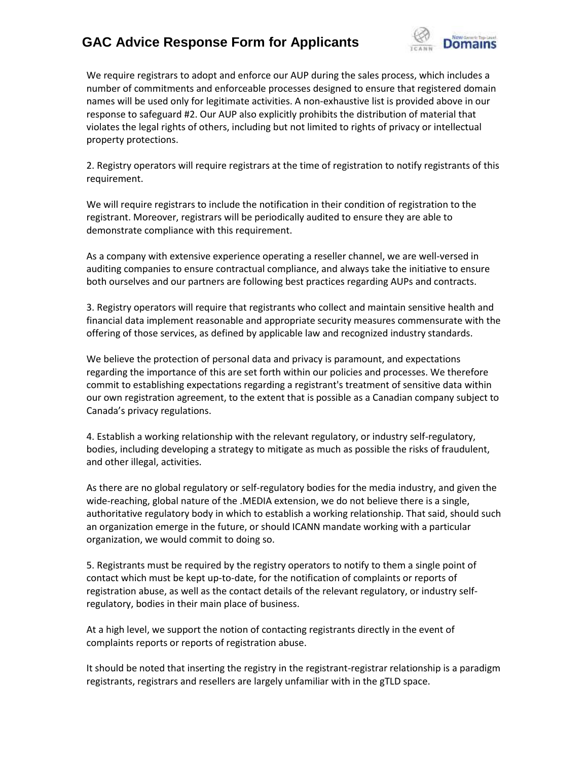We require registrars to adopt and enforce our AUP during the sales process, which includes a number of commitments and enforceable processes designed to ensure that registered domain names will be used only for legitimate activities. A non-exhaustive list is provided above in our response to safeguard #2. Our AUP also explicitly prohibits the distribution of material that violates the legal rights of others, including but not limited to rights of privacy or intellectual property protections.

2. Registry operators will require registrars at the time of registration to notify registrants of this requirement.

We will require registrars to include the notification in their condition of registration to the registrant. Moreover, registrars will be periodically audited to ensure they are able to demonstrate compliance with this requirement.

As a company with extensive experience operating a reseller channel, we are well-versed in auditing companies to ensure contractual compliance, and always take the initiative to ensure both ourselves and our partners are following best practices regarding AUPs and contracts.

3. Registry operators will require that registrants who collect and maintain sensitive health and financial data implement reasonable and appropriate security measures commensurate with the offering of those services, as defined by applicable law and recognized industry standards.

We believe the protection of personal data and privacy is paramount, and expectations regarding the importance of this are set forth within our policies and processes. We therefore commit to establishing expectations regarding a registrant's treatment of sensitive data within our own registration agreement, to the extent that is possible as a Canadian company subject to Canada's privacy regulations.

4. Establish a working relationship with the relevant regulatory, or industry self-regulatory, bodies, including developing a strategy to mitigate as much as possible the risks of fraudulent, and other illegal, activities.

As there are no global regulatory or self-regulatory bodies for the media industry, and given the wide-reaching, global nature of the .MEDIA extension, we do not believe there is a single, authoritative regulatory body in which to establish a working relationship. That said, should such an organization emerge in the future, or should ICANN mandate working with a particular organization, we would commit to doing so.

5. Registrants must be required by the registry operators to notify to them a single point of contact which must be kept up-to-date, for the notification of complaints or reports of registration abuse, as well as the contact details of the relevant regulatory, or industry self-regulatory, bodies in their main place of business.

At a high level, we support the notion of contacting registrants directly in the event of complaints reports or reports of registration abuse.

It should be noted that inserting the registry in the registrant-registrar relationship is a paradigm registrants, registrars and resellers are largely unfamiliar with in the gTLD space.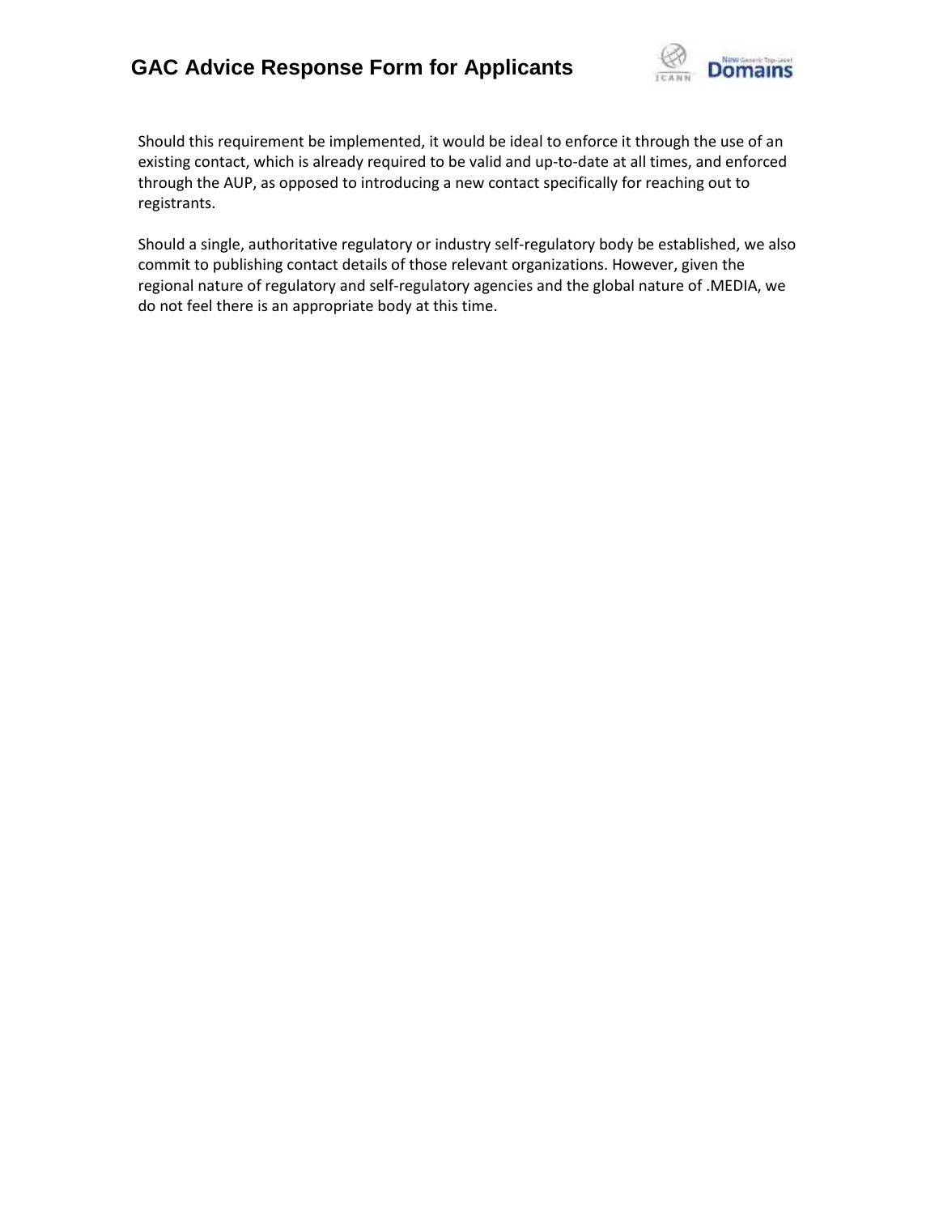Should this requirement be implemented, it would be ideal to enforce it through the use of an existing contact, which is already required to be valid and up-to-date at all times, and enforced through the AUP, as opposed to introducing a new contact specifically for reaching out to registrants.

Should a single, authoritative regulatory or industry self-regulatory body be established, we also commit to publishing contact details of those relevant organizations. However, given the regional nature of regulatory and self-regulatory agencies and the global nature of .MEDIA, we do not feel there is an appropriate body at this time.